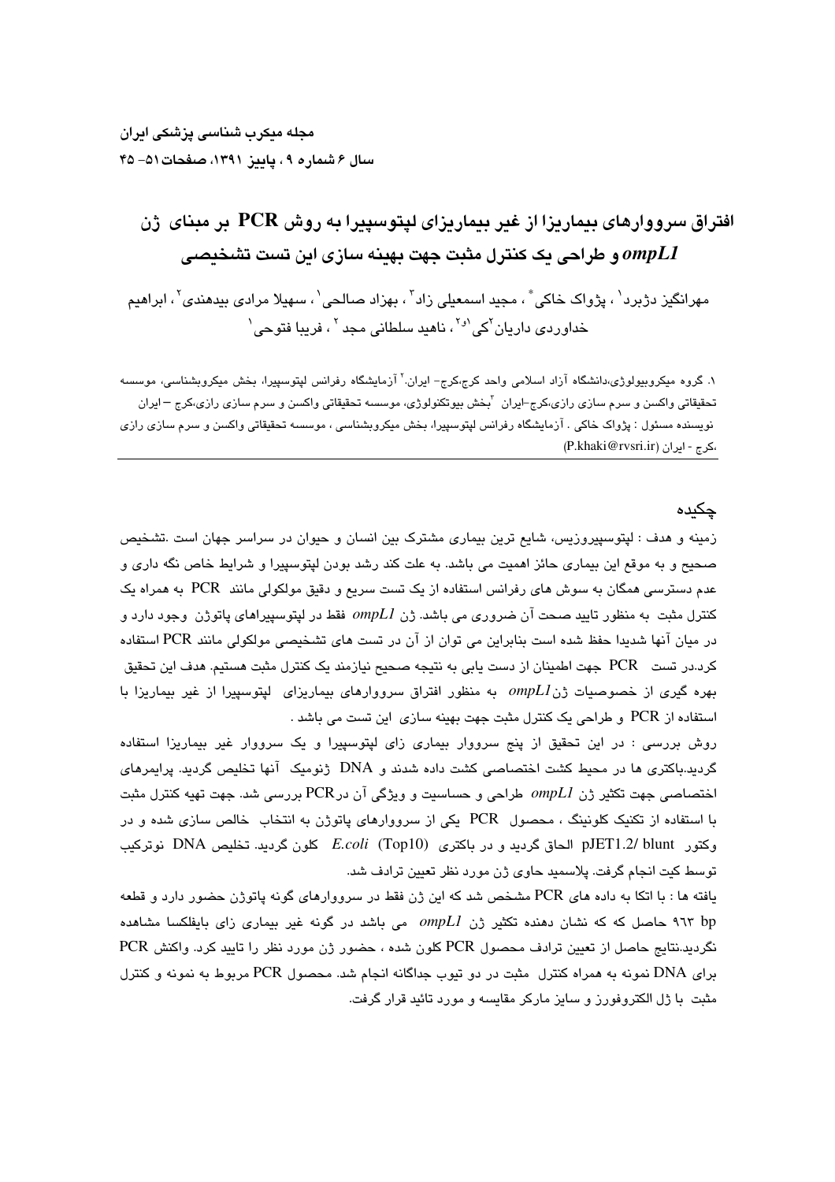# افتراق سرووارهای بیماریزا از غیر بیماریزای لپتوسپیرا به روش PCR بر مبنای ژن *ompL1* و طراحی یک کنترل مثبت جهت بهینه سازی این تست تشخیصی

مهرانگیز دژبرد[1] ، پژواک خاکی[*] ، مجید اسمعیلی زاد[3] ، بهزاد صالحی[1] ، سهیلا مرادی بیدهندی[2] ، ابراهیم خداوردی داریان[2و1] ، ناهید سلطانی مجد[2] ، فریبا فتوحی[1]

۱. گروه میکروبیولوژی،دانشگاه آزاد اسلامی واحد کرج،کرج- ایران.[2] آزمایشگاه رفرانس لپتوسپیرا، بخش میکروبشناسی، موسسه تحقیقاتی واکسن و سرم سازی رازی،کرج-ایران [3]بخش بیوتکنولوژی، موسسه تحقیقاتی واکسن و سرم سازی رازی،کرج –ایران
نویسنده مسئول : پژواک خاکی . آزمایشگاه رفرانس لپتوسپیرا، بخش میکروبشناسی ، موسسه تحقیقاتی واکسن و سرم سازی رازی ،کرج - ایران (P.khaki@rvsri.ir)

## چکیده

زمینه و هدف : لپتوسپیروزیس، شایع ترین بیماری مشترک بین انسان و حیوان در سراسر جهان است .تشخیص صحیح و به موقع این بیماری حائز اهمیت می باشد. به علت کند رشد بودن لپتوسپیرا و شرایط خاص نگه داری و عدم دسترسی همگان به سوش های رفرانس استفاده از یک تست سریع و دقیق مولکولی مانند PCR به همراه یک کنترل مثبت به منظور تایید صحت آن ضروری می باشد. ژن *ompL1* فقط در لپتوسپیراهای پاتوژن وجود دارد و در میان آنها شدیدا حفظ شده است بنابراین می توان از آن در تست های تشخیصی مولکولی مانند PCR استفاده کرد.در تست PCR جهت اطمینان از دست یابی به نتیجه صحیح نیازمند یک کنترل مثبت هستیم. هدف این تحقیق بهره گیری از خصوصیات ژن*ompL1* به منظور افتراق سرووارهای بیماریزای لپتوسپیرا از غیر بیماریزا با استفاده از PCR و طراحی یک کنترل مثبت جهت بهینه سازی این تست می باشد .

روش بررسی : در این تحقیق از پنج سرووار بیماری زای لپتوسپیرا و یک سرووار غیر بیماریزا استفاده گردید.باکتری ها در محیط کشت اختصاصی کشت داده شدند و DNA ژنومیک آنها تخلیص گردید. پرایمرهای اختصاصی جهت تکثیر ژن *ompL1* طراحی و حساسیت و ویژگی آن درPCR بررسی شد. جهت تهیه کنترل مثبت با استفاده از تکنیک کلونینگ ، محصول PCR یکی از سرووارهای پاتوژن به انتخاب خالص سازی شده و در وکتور pJET1.2/ blunt الحاق گردید و در باکتری *E.coli* (Top10) کلون گردید. تخلیص DNA نوترکیب توسط کیت انجام گرفت. پلاسمید حاوی ژن مورد نظر تعیین ترادف شد.

یافته ها : با اتکا به داده های PCR مشخص شد که این ژن فقط در سرووارهای گونه پاتوژن حضور دارد و قطعه ۹۶۳ bp حاصل که که نشان دهنده تکثیر ژن *ompL1* می باشد در گونه غیر بیماری زای بایفلکسا مشاهده نگردید.نتایج حاصل از تعیین ترادف محصول PCR کلون شده ، حضور ژن مورد نظر را تایید کرد. واکنش PCR برای DNA نمونه به همراه کنترل مثبت در دو تیوب جداگانه انجام شد. محصول PCR مربوط به نمونه و کنترل مثبت با ژل الکتروفورز و سایز مارکر مقایسه و مورد تائید قرار گرفت.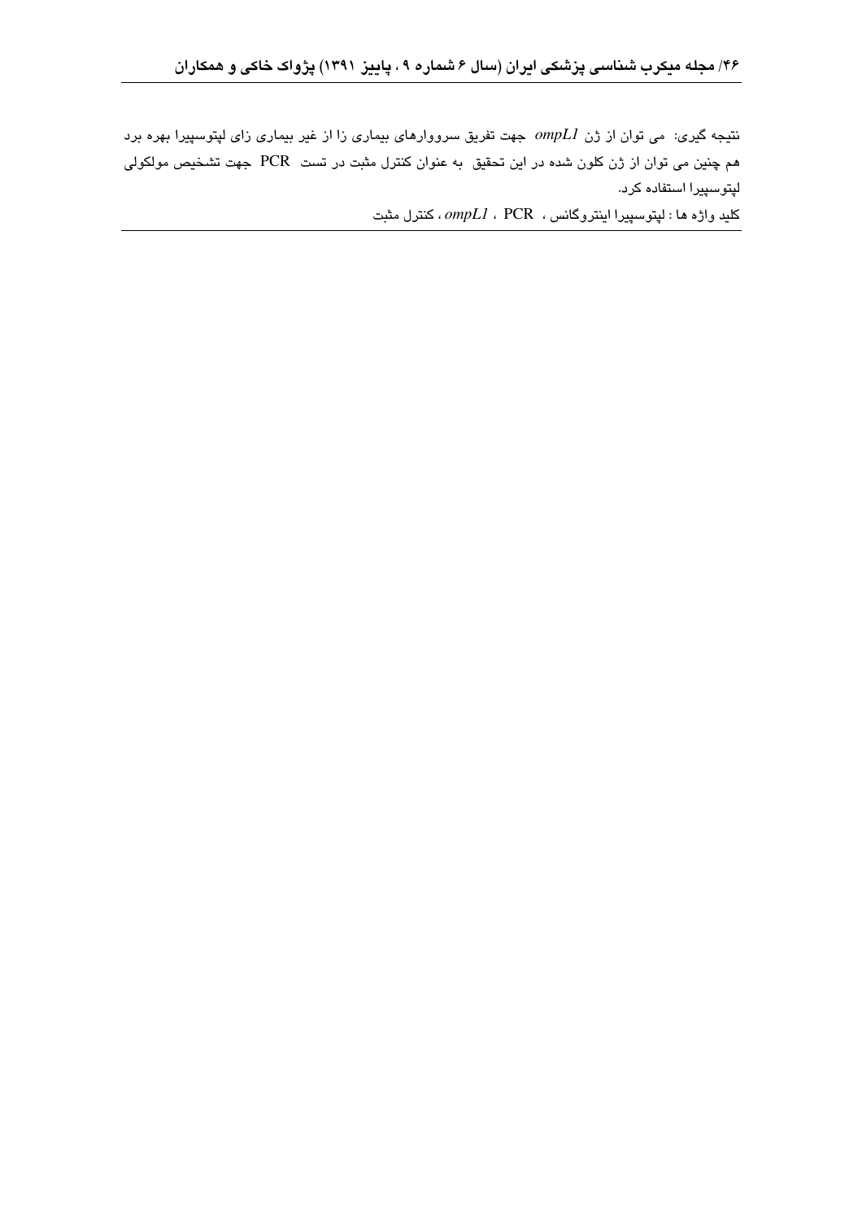نتیجه گیری: می توان از ژن *ompL1* جهت تفریق سرووارهای بیماری زا از غیر بیماری زای لپتوسپیرا بهره برد هم چنین می توان از ژن کلون شده در این تحقیق به عنوان کنترل مثبت در تست PCR جهت تشخیص مولکولی لپتوسپیرا استفاده کرد.

کلید واژه ها : لپتوسپیرا اینتروگانس ، PCR ، *ompL1* ، کنترل مثبت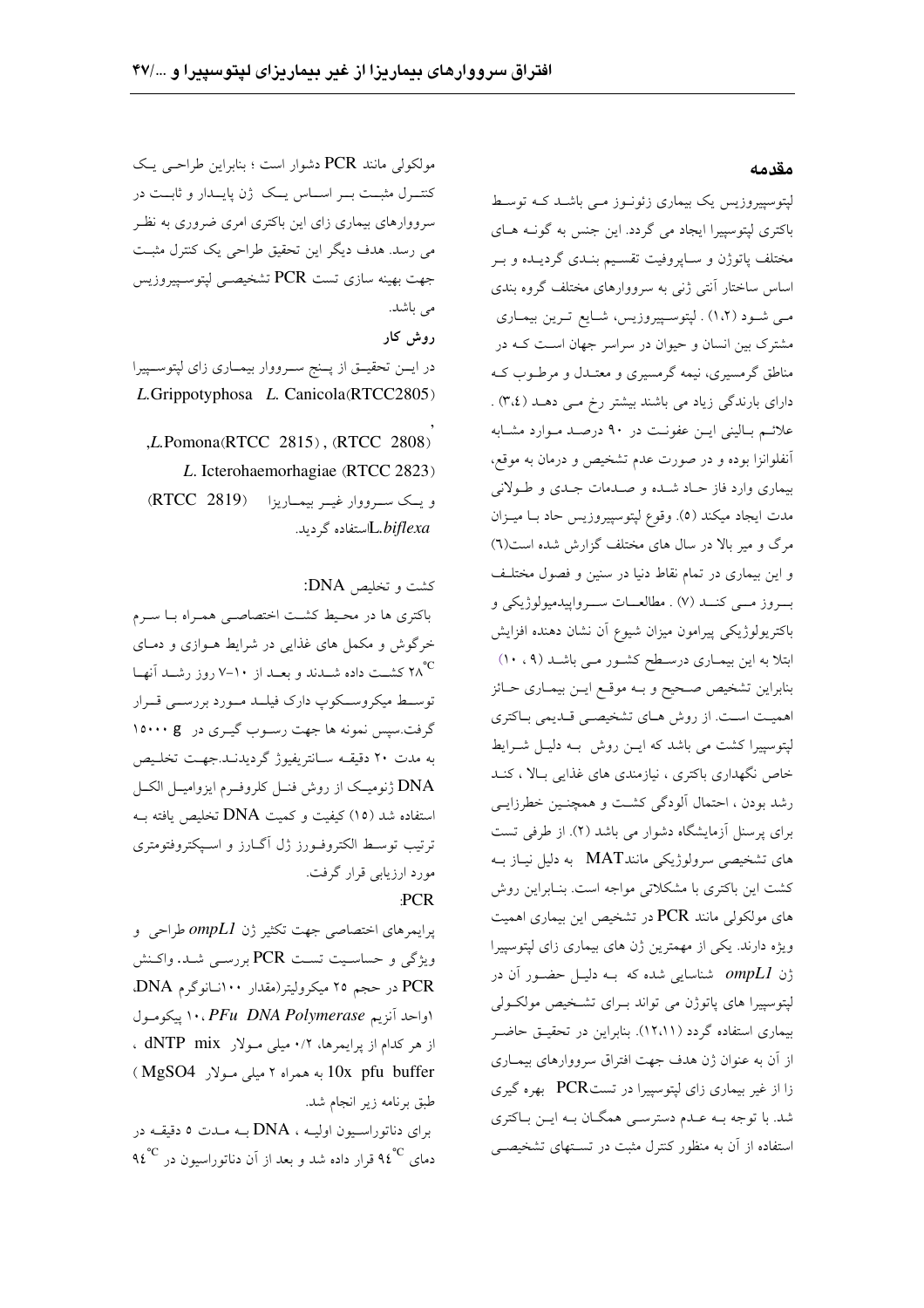## مقدمه

لپتوسپیروزیس یک بیماری زئونوز می باشد که توسط باکتری لپتوسپیرا ایجاد می گردد. این جنس به گونه های مختلف پاتوژن و ساپروفیت تقسیم بندی گردیده و بر اساس ساختار آنتی ژنی به سرووارهای مختلف گروه بندی می شود (۱،۲) . لپتوسپیروزیس، شایع ترین بیماری مشترک بین انسان و حیوان در سراسر جهان است که در مناطق گرمسیری، نیمه گرمسیری و معتدل و مرطوب که دارای بارندگی زیاد می باشند بیشتر رخ می دهد (۳،٤) . علائم بالینی این عفونت در ۹۰ درصد موارد مشابه آنفلوانزا بوده و در صورت عدم تشخیص و درمان به موقع، بیماری وارد فاز حاد شده و صدمات جدی و طولانی مدت ایجاد میکند (۵). وقوع لپتوسپیروزیس حاد با میزان مرگ و میر بالا در سال های مختلف گزارش شده است(٦) و این بیماری در تمام نقاط دنیا در سنین و فصول مختلف بروز می کند (۷) . مطالعات سرواپیدمیولوژیکی و باکتریولوژیکی پیرامون میزان شیوع آن نشان دهنده افزایش ابتلا به این بیماری درسطح کشور می باشد (۹ ، ۱۰) بنابراین تشخیص صحیح و به موقع این بیماری حائز اهمیت است. از روش های تشخیصی قدیمی باکتری لپتوسپیرا کشت می باشد که این روش به دلیل شرایط خاص نگهداری باکتری ، نیازمندی های غذایی بالا ، کند رشد بودن ، احتمال آلودگی کشت و همچنین خطرزایی برای پرسنل آزمایشگاه دشوار می باشد (۲). از طرفی تست های تشخیصی سرولوژیکی مانندMAT به دلیل نیاز به کشت این باکتری با مشکلاتی مواجه است. بنابراین روش های مولکولی مانند PCR در تشخیص این بیماری اهمیت ویژه دارند. یکی از مهمترین ژن های بیماری زای لپتوسپیرا ژن *ompL1* شناسایی شده که به دلیل حضور آن در لپتوسپیرا های پاتوژن می تواند برای تشخیص مولکولی بیماری استفاده گردد (۱۲،۱۱). بنابراین در تحقیق حاضر از آن به عنوان ژن هدف جهت افتراق سرووارهای بیماری زا از غیر بیماری زای لپتوسپیرا در تستPCR بهره گیری شد. با توجه به عدم دسترسی همگان به این باکتری استفاده از آن به منظور کنترل مثبت در تستهای تشخیصی مولکولی مانند PCR دشوار است ؛ بنابراین طراحی یک کنترل مثبت بر اساس یک ژن پایدار و ثابت در سرووارهای بیماری زای این باکتری امری ضروری به نظر می رسد. هدف دیگر این تحقیق طراحی یک کنترل مثبت جهت بهینه سازی تست PCR تشخیصی لپتوسپیروزیس می باشد.

## روش کار

در این تحقیق از پنج سرووار بیماری زای لپتوسپیرا *L.*Grippotyphosa *L.* Canicola(RTCC2805) ,(RTCC 2808) *L.*Pomona(RTCC 2815) , *L.* Icterohaemorhagiae (RTCC 2823) و یک سرووار غیر بیماریزا (RTCC 2819) *L.biflexa* استفاده گردید.

کشت و تخلیص DNA:

باکتری ها در محیط کشت اختصاصی همراه با سرم خرگوش و مکمل های غذایی در شرایط هوازی و دمای ۲۸°C کشت داده شدند و بعد از ۱۰-۷ روز رشد آنها توسط میکروسکوپ دارک فیلد مورد بررسی قرار گرفت.سپس نمونه ها جهت رسوب گیری در ۱۵۰۰۰ g به مدت ۲۰ دقیقه سانتریفیوژ گردیدند.جهت تخلیص DNA ژنومیک از روش فنل کلروفرم ایزوامیل الکل استفاده شد (۱۵) کیفیت و کمیت DNA تخلیص یافته به ترتیب توسط الکتروفورز ژل آگارز و اسپکتروفتومتری مورد ارزیابی قرار گرفت.

:PCR

پرایمرهای اختصاصی جهت تکثیر ژن *ompL1* طراحی و ویژگی و حساسیت تست PCR بررسی شد. واکنش PCR در حجم ۲۵ میکرولیتر(مقدار ۱۰۰نانوگرم DNA، ۱واحد آنزیم *PFu DNA Polymerase* ، ۱۰ پیکومول از هر کدام از پرایمرها، ۰/۲ میلی مولار dNTP mix ، 10x pfu buffer به همراه ۲ میلی مولار MgSO4 ) طبق برنامه زیر انجام شد.

برای دناتوراسیون اولیه ، DNA به مدت ۵ دقیقه در دمای ۹٤°C قرار داده شد و بعد از آن دناتوراسیون در ۹٤°C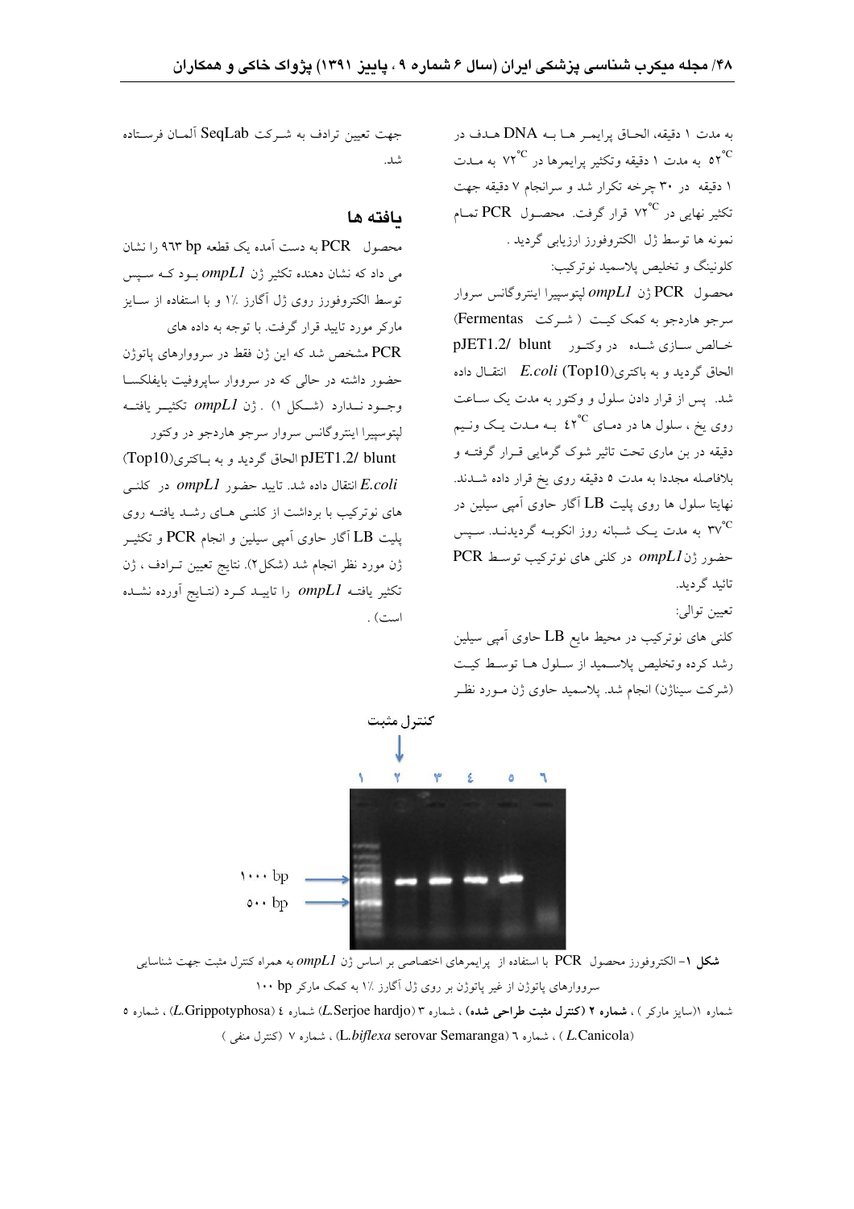به مدت ۱ دقیقه، الحاق پرایمر ها به DNA هدف در $52^{\circ}C$ به مدت ۱ دقیقه وتکثیر پرایمرها در $72^{\circ}C$ به مدت ۱ دقیقه در ۳۰ چرخه تکرار شد و سرانجام ۷ دقیقه جهت تکثیر نهایی در $72^{\circ}C$ قرار گرفت. محصول PCR تمام نمونه ها توسط ژل الکتروفورز ارزیابی گردید .

کلونینگ و تخلیص پلاسمید نوترکیب:

محصول PCR ژن *ompL1* لپتوسپیرا اینتروگانس سروار سرجو هاردجو به کمک کیت ( شرکت Fermentas) خالص سازی شده در وکتور pJET1.2/ blunt الحاق گردید و به باکتری(Top10) *E.coli* انتقال داده شد. پس از قرار دادن سلول و وکتور به مدت یک ساعت روی یخ ، سلول ها در دمای $42^{\circ}C$ به مدت یک ونیم دقیقه در بن ماری تحت تاثیر شوک گرمایی قرار گرفته و بلافاصله مجددا به مدت ۵ دقیقه روی یخ قرار داده شدند. نهایتا سلول ها روی پلیت LB آگار حاوی آمپی سیلین در $37^{\circ}C$ به مدت یک شبانه روز انکوبه گردیدند. سپس حضور ژن*ompL1* در کلنی های نوترکیب توسط PCR تائید گردید.

تعیین توالی:

کلنی های نوترکیب در محیط مایع LB حاوی آمپی سیلین رشد کرده وتخلیص پلاسمید از سلول ها توسط کیت (شرکت سیناژن) انجام شد. پلاسمید حاوی ژن مورد نظر جهت تعیین ترادف به شرکت SeqLab آلمان فرستاده شد.

## یافته ها

محصول PCR به دست آمده یک قطعه ۹۶۳ bp را نشان می داد که نشان دهنده تکثیر ژن *ompL1* بود که سپس توسط الکتروفورز روی ژل آگارز ۱٪ و با استفاده از سایز مارکر مورد تایید قرار گرفت. با توجه به داده های PCR مشخص شد که این ژن فقط در سرووارهای پاتوژن حضور داشته در حالی که در سرووار ساپروفیت بایفلکسا وجود ندارد (شکل ۱) . ژن *ompL1* تکثیر یافته لپتوسپیرا اینتروگانس سروار سرجو هاردجو در وکتور pJET1.2/ blunt الحاق گردید و به باکتری(Top10) *E.coli* انتقال داده شد. تایید حضور *ompL1* در کلنی های نوترکیب با برداشت از کلنی های رشد یافته روی پلیت LB آگار حاوی آمپی سیلین و انجام PCR و تکثیر ژن مورد نظر انجام شد (شکل۲). نتایج تعیین ترادف ، ژن تکثیر یافته *ompL1* را تایید کرد (نتایج آورده نشده است) .

**شکل ۱**- الکتروفورز محصول PCR با استفاده از پرایمرهای اختصاصی بر اساس ژن *ompL1* به همراه کنترل مثبت جهت شناسایی سرووارهای پاتوژن از غیر پاتوژن بر روی ژل آگارز ۱٪ به کمک مارکر ۱۰۰ bp

شماره ۱(سایز مارکر ) ، **شماره ۲ (کنترل مثبت طراحی شده)** ، شماره ۳ (*L.*Serjoe hardjo) شماره ٤ (*L.*Grippotyphosa) ، شماره ٥ (*L.*Canicola ) ، شماره ٦ (*L.biflexa* serovar Semaranga) ، شماره ۷ (کنترل منفی )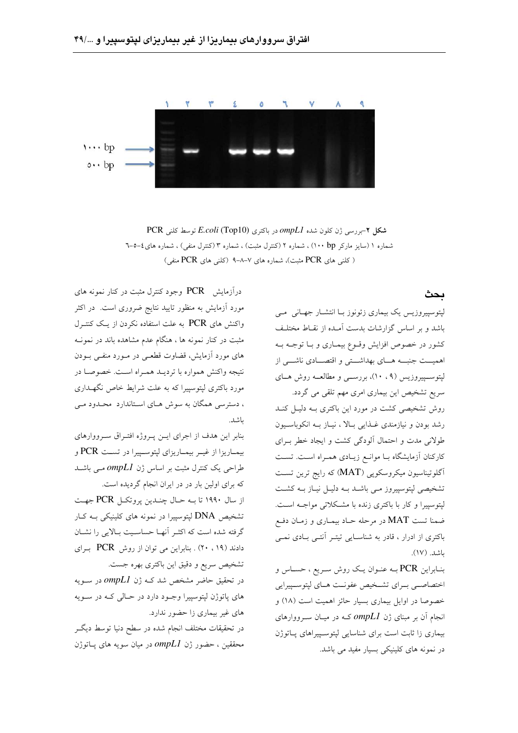۱ ۲ ۳ ٤ ٥ ٦ ۷ ۸ ۹

۱۰۰۰ bp

٥۰۰ bp

**شکل ۲**-بررسی ژن کلون شده *ompL1* در باکتری *E.coli* (Top10) توسط کلنی PCR

شماره ۱ (سایز مارکر bp ۱۰۰) ، شماره ۲ (کنترل مثبت) ، شماره ۳ (کنترل منفی) ، شماره های٤-٥-٦ ( کلنی های PCR مثبت)، شماره های ۷-۸-۹ (کلنی های PCR منفی)

## بحث

لپتوسپیروزیس یک بیماری زئونوز با انتشار جهانی می باشد و بر اساس گزارشات بدست آمده از نقاط مختلف کشور در خصوص افزایش وقوع بیماری و با توجه به اهمیت جنبه های بهداشتی و اقتصادی ناشی از لپتوسپیروزیس (۹ ، ۱۰)، بررسی و مطالعه روش های سریع تشخیص این بیماری امری مهم تلقی می گردد.

روش تشخیصی کشت در مورد این باکتری به دلیل کند رشد بودن و نیازمندی غذایی بالا ، نیاز به انکوباسیون طولانی مدت و احتمال آلودگی کشت و ایجاد خطر برای کارکنان آزمایشگاه با موانع زیادی همراه است. تست آگلوتیناسیون میکروسکوپی (MAT) که رایج ترین تست تشخیصی لپتوسپیروز می باشد به دلیل نیاز به کشت لپتوسپیرا و کار با باکتری زنده با مشکلاتی مواجه است. ضمنا تست MAT در مرحله حاد بیماری و زمان دفع باکتری از ادرار ، قادر به شناسایی تیتر آنتی بادی نمی باشد. (۱۷).

بنابراین PCR به عنوان یک روش سریع ، حساس و اختصاصی برای تشخیص عفونت های لپتوسپیرایی خصوصا در اوایل بیماری بسیار حائز اهمیت است (۱۸) و انجام آن بر مبنای ژن *ompL1* که در میان سرووارهای بیماری زا ثابت است برای شناسایی لپتوسپیراهای پاتوژن در نمونه های کلینیکی بسیار مفید می باشد.

درآزمایش PCR وجود کنترل مثبت در کنار نمونه های مورد آزمایش به منظور تایید نتایج ضروری است. در اکثر واکنش های PCR به علت استفاده نکردن از یک کنترل مثبت در کنار نمونه ها ، هنگام عدم مشاهده باند در نمونه های مورد آزمایش، قضاوت قطعی در مورد منفی بودن نتیجه واکنش همواره با تردید همراه است. خصوصا در مورد باکتری لپتوسپیرا که به علت شرایط خاص نگهداری ، دسترسی همگان به سوش های استاندارد محدود می باشد.

بنابر این هدف از اجرای این پروژه افتراق سرووارهای بیماریزا از غیر بیماریزای لپتوسپیرا در تست PCR و طراحی یک کنترل مثبت بر اساس ژن *ompL1* می باشد که برای اولین بار در در ایران انجام گردیده است.

از سال ۱۹۹۰ تا به حال چندین پروتکل PCR جهت تشخیص DNA لپتوسپیرا در نمونه های کلینیکی به کار گرفته شده است که اکثر آنها حساسیت بالایی را نشان دادند (۱۹ ، ۲۰) . بنابراین می توان از روش PCR برای تشخیص سریع و دقیق این باکتری بهره جست.

در تحقیق حاضر مشخص شد که ژن *ompL1* در سویه های پاتوژن لپتوسپیرا وجود دارد در حالی که در سویه های غیر بیماری زا حضور ندارد.

در تحقیقات مختلف انجام شده در سطح دنیا توسط دیگر محققین ، حضور ژن *ompL1* در میان سویه های پاتوژن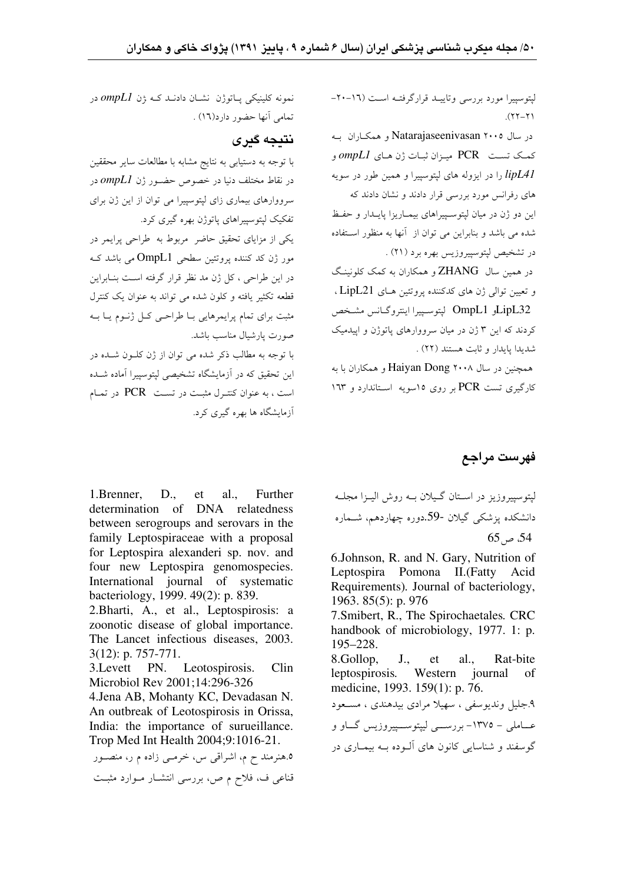لپتوسپیرا مورد بررسی وتایید قرارگرفته است (۱۶-۲۰-۲۱-۲۲).

در سال ۲۰۰۵ Natarajaseenivasan و همکاران به کمک تست PCR میزان ثبات ژن های *ompL1* و *lipL41* را در ایزوله های لپتوسپیرا و همین طور در سویه های رفرانس مورد بررسی قرار دادند و نشان دادند که این دو ژن در میان لپتوسپیراهای بیماریزا پایدار و حفظ شده می باشد و بنابراین می توان از آنها به منظور استفاده در تشخیص لپتوسپیروزیس بهره برد (۲۱) .

در همین سال ZHANG و همکاران به کمک کلونینگ و تعیین توالی ژن های کدکننده پروتئین های LipL21 ، LipL32و OmpL1 لپتوسپیرا اینتروگانس مشخص کردند که این ۳ ژن در میان سرووارهای پاتوژن و اپیدمیک شدیدا پایدار و ثابت هستند (۲۲) .

همچنین در سال ۲۰۰۸ Haiyan Dong و همکاران با به کارگیری تست PCR بر روی ۱۵سویه استاندارد و ۱۶۳ نمونه کلینیکی پاتوژن نشان دادند که ژن *ompL1* در تمامی آنها حضور دارد(۱۶) .

## نتیجه گیری

با توجه به دستیابی به نتایج مشابه با مطالعات سایر محققین در نقاط مختلف دنیا در خصوص حضور ژن *ompL1* در سرووارهای بیماری زای لپتوسپیرا می توان از این ژن برای تفکیک لپتوسپیراهای پاتوژن بهره گیری کرد.

یکی از مزایای تحقیق حاضر مربوط به طراحی پرایمر در مور ژن کد کننده پروتئین سطحی OmpL1 می باشد که در این طراحی ، کل ژن مد نظر قرار گرفته است بنابراین قطعه تکثیر یافته و کلون شده می تواند به عنوان یک کنترل مثبت برای تمام پرایمرهایی با طراحی کل ژنوم یا به صورت پارشیال مناسب باشد.

با توجه به مطالب ذکر شده می توان از ژن کلون شده در این تحقیق که در آزمایشگاه تشخیصی لپتوسپیرا آماده شده است ، به عنوان کنترل مثبت در تست PCR در تمام آزمایشگاه ها بهره گیری کرد.

## فهرست مراجع

1.Brenner, D., et al., Further determination of DNA relatedness between serogroups and serovars in the family Leptospiraceae with a proposal for Leptospira alexanderi sp. nov. and four new Leptospira genomospecies. International journal of systematic bacteriology, 1999. 49(2): p. 839.

2.Bharti, A., et al., Leptospirosis: a zoonotic disease of global importance. The Lancet infectious diseases, 2003. 3(12): p. 757-771.

3.Levett PN. Leotospirosis. Clin Microbiol Rev 2001;14:296-326

4.Jena AB, Mohanty KC, Devadasan N. An outbreak of Leotospirosis in Orissa, India: the importance of surueillance. Trop Med Int Health 2004;9:1016-21.

۵.هنرمند ح م، اشراقی س، خرمی زاده م ر، منصور قناعی ف، فلاح م ص، بررسی انتشار موارد مثبت لپتوسپیروزیز در استان گیلان به روش الیزا مجله دانشکده پزشکی گیلان -59.دوره چهاردهم، شماره 54، ص 65

6.Johnson, R. and N. Gary, Nutrition of Leptospira Pomona II.(Fatty Acid Requirements). Journal of bacteriology, 1963. 85(5): p. 976

7.Smibert, R., The Spirochaetales. CRC handbook of microbiology, 1977. 1: p. 195–228.

8.Gollop, J., et al., Rat-bite leptospirosis. Western journal of medicine, 1993. 159(1): p. 76.

۹.جلیل وندیوسفی ، سهیلا مرادی بیدهندی ، مسعود عاملی - ۱۳۷۵- بررسی لیپتوسپیروزیس گاو و گوسفند و شناسایی کانون های آلوده به بیماری در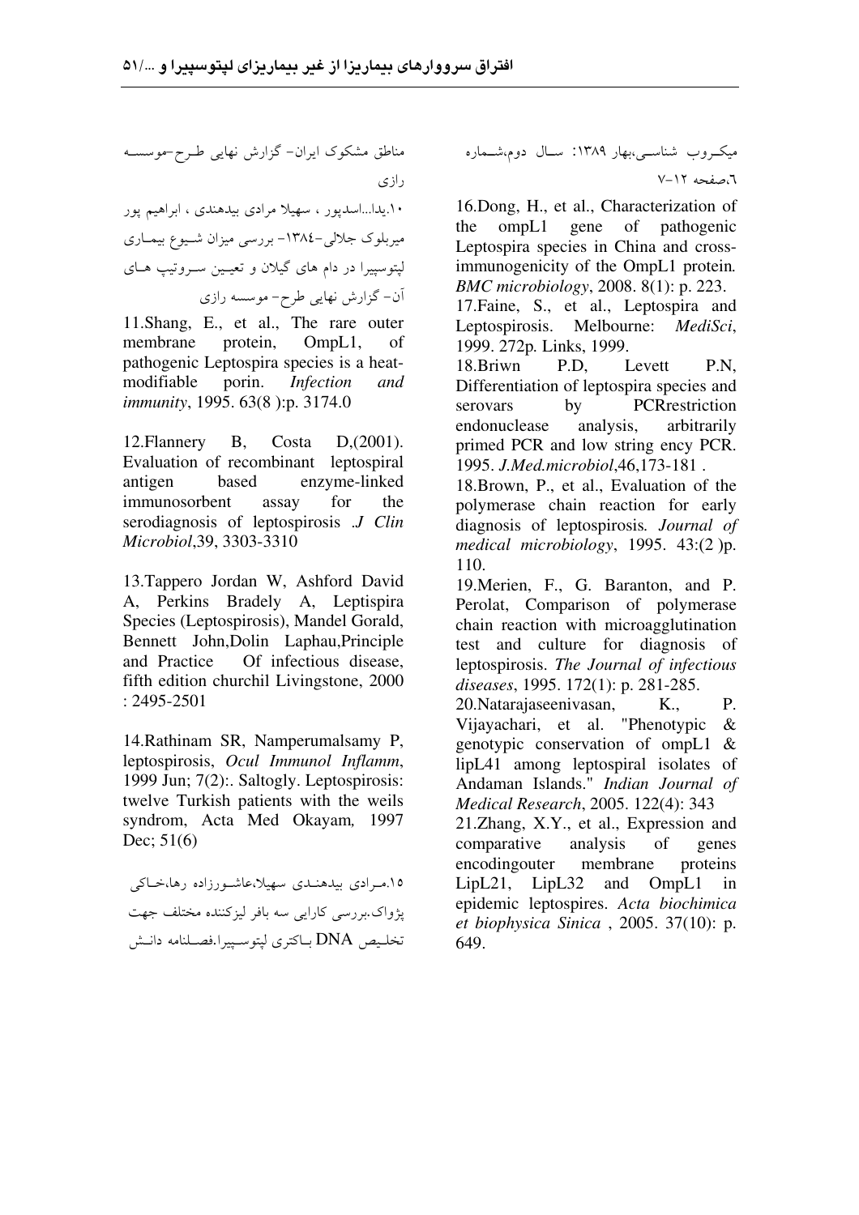مناطق مشکوک ایران- گزارش نهایی طرح-موسسه رازی

۱۰.یدا...اسدپور ، سهیلا مرادی بیدهندی ، ابراهیم پور میربلوک جلالی-۱۳۸٤- بررسی میزان شیوع بیماری لپتوسپیرا در دام های گیلان و تعیین سروتیپ های آن- گزارش نهایی طرح- موسسه رازی

11.Shang, E., et al., The rare outer membrane protein, OmpL1, of pathogenic Leptospira species is a heat-modifiable porin. *Infection and immunity*, 1995. 63(8 ):p. 3174.0

12.Flannery B, Costa D,(2001). Evaluation of recombinant leptospiral antigen based enzyme-linked immunosorbent assay for the serodiagnosis of leptospirosis .*J Clin Microbiol*,39, 3303-3310

13.Tappero Jordan W, Ashford David A, Perkins Bradely A, Leptispira Species (Leptospirosis), Mandel Gorald, Bennett John,Dolin Laphau,Principle and Practice Of infectious disease, fifth edition churchil Livingstone, 2000 : 2495-2501

14.Rathinam SR, Namperumalsamy P, leptospirosis, *Ocul Immunol Inflamm*, 1999 Jun; 7(2):. Saltogly. Leptospirosis: twelve Turkish patients with the weils syndrom, Acta Med Okayam*,* 1997 Dec; 51(6)

۱۵.مرادی بیدهندی سهیلا،عاشورزاده رها،خاکی پژواک.بررسی کارایی سه بافر لیزکننده مختلف جهت تخلیص DNA باکتری لپتوسپیرا.فصلنامه دانش میکروب شناسی،بهار ۱۳۸۹: سال دوم،شماره ٦،صفحه ۱۲-۷

16.Dong, H., et al., Characterization of the ompL1 gene of pathogenic Leptospira species in China and cross-immunogenicity of the OmpL1 protein*. BMC microbiology*, 2008. 8(1): p. 223.

17.Faine, S., et al., Leptospira and Leptospirosis. Melbourne: *MediSci*, 1999. 272p. Links, 1999.

18.Briwn P.D, Levett P.N, Differentiation of leptospira species and serovars by PCRrestriction endonuclease analysis, arbitrarily primed PCR and low string ency PCR. 1995. *J.Med.microbiol*,46,173-181 .

18.Brown, P., et al., Evaluation of the polymerase chain reaction for early diagnosis of leptospirosis*. Journal of medical microbiology*, 1995. 43:(2 )p. 110.

19.Merien, F., G. Baranton, and P. Perolat, Comparison of polymerase chain reaction with microagglutination test and culture for diagnosis of leptospirosis. *The Journal of infectious diseases*, 1995. 172(1): p. 281-285.

20.Natarajaseenivasan, K., P. Vijayachari, et al. "Phenotypic & genotypic conservation of ompL1 & lipL41 among leptospiral isolates of Andaman Islands." *Indian Journal of Medical Research*, 2005. 122(4): 343

21.Zhang, X.Y., et al., Expression and comparative analysis of genes encodingouter membrane proteins LipL21, LipL32 and OmpL1 in epidemic leptospires. *Acta biochimica et biophysica Sinica* , 2005. 37(10): p. 649.